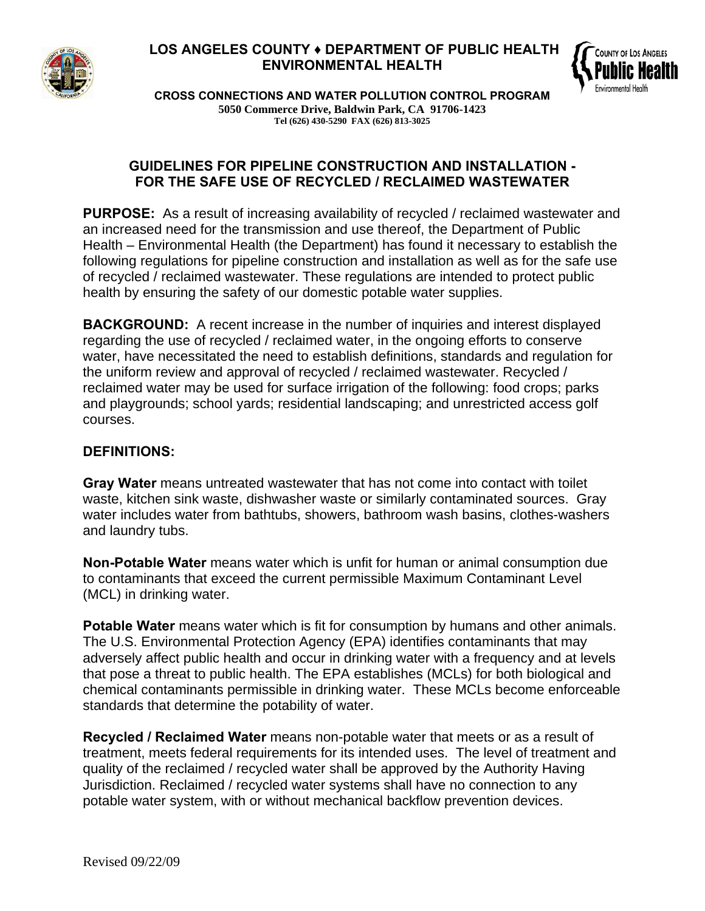**LOS ANGELES COUNTY ♦ DEPARTMENT OF PUBLIC HEALTH**
**ENVIRONMENTAL HEALTH**

**CROSS CONNECTIONS AND WATER POLLUTION CONTROL PROGRAM**
**5050 Commerce Drive, Baldwin Park, CA 91706-1423**
**Tel (626) 430-5290 FAX (626) 813-3025**

## GUIDELINES FOR PIPELINE CONSTRUCTION AND INSTALLATION - FOR THE SAFE USE OF RECYCLED / RECLAIMED WASTEWATER

**PURPOSE:** As a result of increasing availability of recycled / reclaimed wastewater and an increased need for the transmission and use thereof, the Department of Public Health – Environmental Health (the Department) has found it necessary to establish the following regulations for pipeline construction and installation as well as for the safe use of recycled / reclaimed wastewater. These regulations are intended to protect public health by ensuring the safety of our domestic potable water supplies.

**BACKGROUND:** A recent increase in the number of inquiries and interest displayed regarding the use of recycled / reclaimed water, in the ongoing efforts to conserve water, have necessitated the need to establish definitions, standards and regulation for the uniform review and approval of recycled / reclaimed wastewater. Recycled / reclaimed water may be used for surface irrigation of the following: food crops; parks and playgrounds; school yards; residential landscaping; and unrestricted access golf courses.

**DEFINITIONS:**

**Gray Water** means untreated wastewater that has not come into contact with toilet waste, kitchen sink waste, dishwasher waste or similarly contaminated sources. Gray water includes water from bathtubs, showers, bathroom wash basins, clothes-washers and laundry tubs.

**Non-Potable Water** means water which is unfit for human or animal consumption due to contaminants that exceed the current permissible Maximum Contaminant Level (MCL) in drinking water.

**Potable Water** means water which is fit for consumption by humans and other animals. The U.S. Environmental Protection Agency (EPA) identifies contaminants that may adversely affect public health and occur in drinking water with a frequency and at levels that pose a threat to public health. The EPA establishes (MCLs) for both biological and chemical contaminants permissible in drinking water. These MCLs become enforceable standards that determine the potability of water.

**Recycled / Reclaimed Water** means non-potable water that meets or as a result of treatment, meets federal requirements for its intended uses. The level of treatment and quality of the reclaimed / recycled water shall be approved by the Authority Having Jurisdiction. Reclaimed / recycled water systems shall have no connection to any potable water system, with or without mechanical backflow prevention devices.

Revised 09/22/09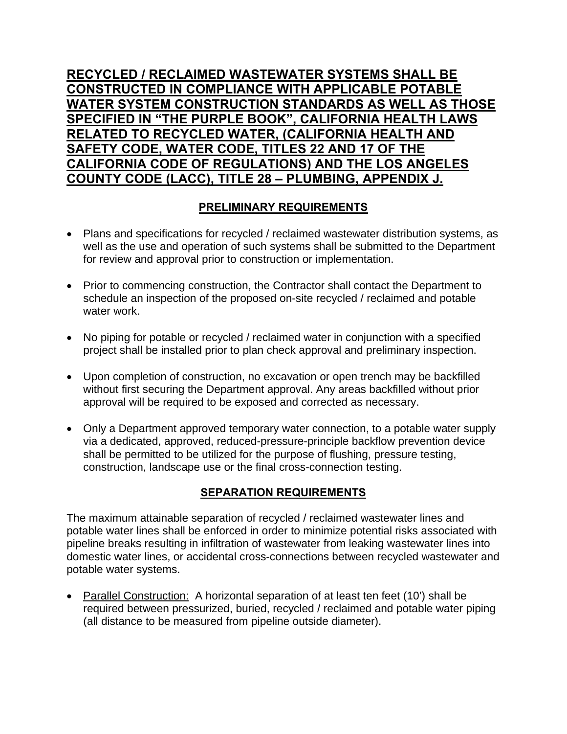# <u>RECYCLED / RECLAIMED WASTEWATER SYSTEMS SHALL BE CONSTRUCTED IN COMPLIANCE WITH APPLICABLE POTABLE WATER SYSTEM CONSTRUCTION STANDARDS AS WELL AS THOSE SPECIFIED IN "THE PURPLE BOOK", CALIFORNIA HEALTH LAWS RELATED TO RECYCLED WATER, (CALIFORNIA HEALTH AND SAFETY CODE, WATER CODE, TITLES 22 AND 17 OF THE CALIFORNIA CODE OF REGULATIONS) AND THE LOS ANGELES COUNTY CODE (LACC), TITLE 28 – PLUMBING, APPENDIX J.</u>

## <u>PRELIMINARY REQUIREMENTS</u>

- Plans and specifications for recycled / reclaimed wastewater distribution systems, as well as the use and operation of such systems shall be submitted to the Department for review and approval prior to construction or implementation.
- Prior to commencing construction, the Contractor shall contact the Department to schedule an inspection of the proposed on-site recycled / reclaimed and potable water work.
- No piping for potable or recycled / reclaimed water in conjunction with a specified project shall be installed prior to plan check approval and preliminary inspection.
- Upon completion of construction, no excavation or open trench may be backfilled without first securing the Department approval. Any areas backfilled without prior approval will be required to be exposed and corrected as necessary.
- Only a Department approved temporary water connection, to a potable water supply via a dedicated, approved, reduced-pressure-principle backflow prevention device shall be permitted to be utilized for the purpose of flushing, pressure testing, construction, landscape use or the final cross-connection testing.

## <u>SEPARATION REQUIREMENTS</u>

The maximum attainable separation of recycled / reclaimed wastewater lines and potable water lines shall be enforced in order to minimize potential risks associated with pipeline breaks resulting in infiltration of wastewater from leaking wastewater lines into domestic water lines, or accidental cross-connections between recycled wastewater and potable water systems.

- <u>Parallel Construction:</u> A horizontal separation of at least ten feet (10') shall be required between pressurized, buried, recycled / reclaimed and potable water piping (all distance to be measured from pipeline outside diameter).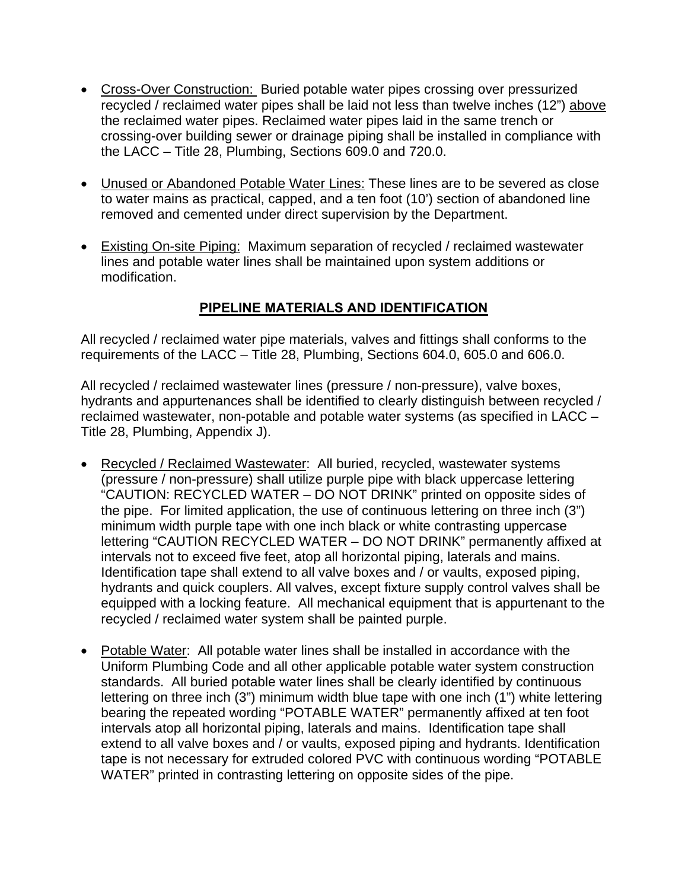- Cross-Over Construction: Buried potable water pipes crossing over pressurized recycled / reclaimed water pipes shall be laid not less than twelve inches (12") above the reclaimed water pipes. Reclaimed water pipes laid in the same trench or crossing-over building sewer or drainage piping shall be installed in compliance with the LACC – Title 28, Plumbing, Sections 609.0 and 720.0.

- Unused or Abandoned Potable Water Lines: These lines are to be severed as close to water mains as practical, capped, and a ten foot (10') section of abandoned line removed and cemented under direct supervision by the Department.

- Existing On-site Piping: Maximum separation of recycled / reclaimed wastewater lines and potable water lines shall be maintained upon system additions or modification.

## PIPELINE MATERIALS AND IDENTIFICATION

All recycled / reclaimed water pipe materials, valves and fittings shall conforms to the requirements of the LACC – Title 28, Plumbing, Sections 604.0, 605.0 and 606.0.

All recycled / reclaimed wastewater lines (pressure / non-pressure), valve boxes, hydrants and appurtenances shall be identified to clearly distinguish between recycled / reclaimed wastewater, non-potable and potable water systems (as specified in LACC – Title 28, Plumbing, Appendix J).

- Recycled / Reclaimed Wastewater: All buried, recycled, wastewater systems (pressure / non-pressure) shall utilize purple pipe with black uppercase lettering "CAUTION: RECYCLED WATER – DO NOT DRINK" printed on opposite sides of the pipe. For limited application, the use of continuous lettering on three inch (3") minimum width purple tape with one inch black or white contrasting uppercase lettering "CAUTION RECYCLED WATER – DO NOT DRINK" permanently affixed at intervals not to exceed five feet, atop all horizontal piping, laterals and mains. Identification tape shall extend to all valve boxes and / or vaults, exposed piping, hydrants and quick couplers. All valves, except fixture supply control valves shall be equipped with a locking feature. All mechanical equipment that is appurtenant to the recycled / reclaimed water system shall be painted purple.

- Potable Water: All potable water lines shall be installed in accordance with the Uniform Plumbing Code and all other applicable potable water system construction standards. All buried potable water lines shall be clearly identified by continuous lettering on three inch (3") minimum width blue tape with one inch (1") white lettering bearing the repeated wording "POTABLE WATER" permanently affixed at ten foot intervals atop all horizontal piping, laterals and mains. Identification tape shall extend to all valve boxes and / or vaults, exposed piping and hydrants. Identification tape is not necessary for extruded colored PVC with continuous wording "POTABLE WATER" printed in contrasting lettering on opposite sides of the pipe.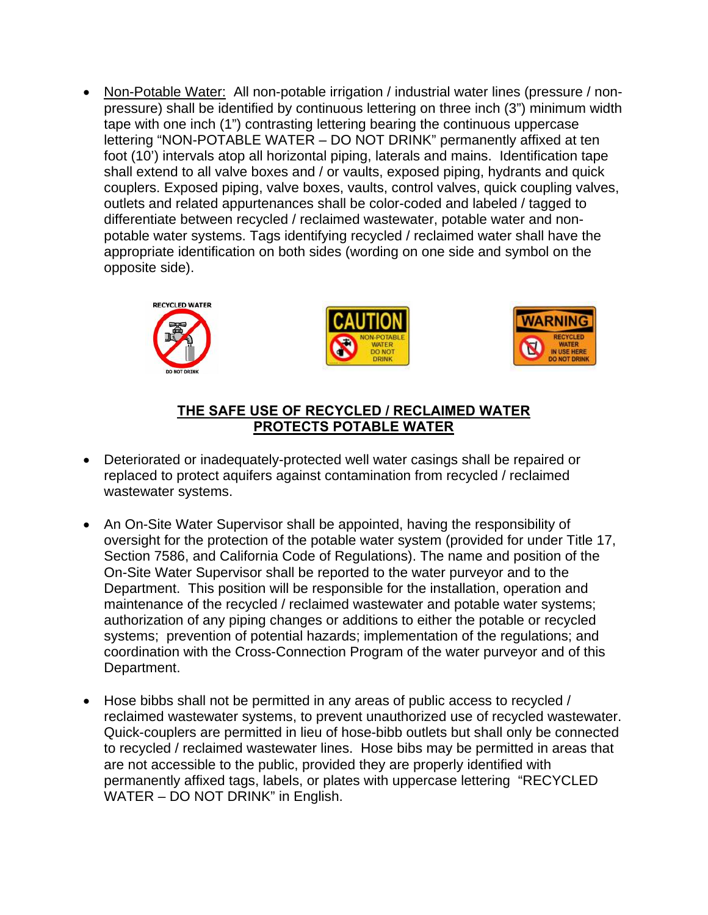- Non-Potable Water: All non-potable irrigation / industrial water lines (pressure / non-pressure) shall be identified by continuous lettering on three inch (3") minimum width tape with one inch (1") contrasting lettering bearing the continuous uppercase lettering "NON-POTABLE WATER – DO NOT DRINK" permanently affixed at ten foot (10') intervals atop all horizontal piping, laterals and mains. Identification tape shall extend to all valve boxes and / or vaults, exposed piping, hydrants and quick couplers. Exposed piping, valve boxes, vaults, control valves, quick coupling valves, outlets and related appurtenances shall be color-coded and labeled / tagged to differentiate between recycled / reclaimed wastewater, potable water and non-potable water systems. Tags identifying recycled / reclaimed water shall have the appropriate identification on both sides (wording on one side and symbol on the opposite side).

RECYCLED WATER DO NOT DRINK

CAUTION NON-POTABLE WATER DO NOT DRINK

WARNING RECYCLED WATER IN USE HERE DO NOT DRINK

**THE SAFE USE OF RECYCLED / RECLAIMED WATER PROTECTS POTABLE WATER**

- Deteriorated or inadequately-protected well water casings shall be repaired or replaced to protect aquifers against contamination from recycled / reclaimed wastewater systems.

- An On-Site Water Supervisor shall be appointed, having the responsibility of oversight for the protection of the potable water system (provided for under Title 17, Section 7586, and California Code of Regulations). The name and position of the On-Site Water Supervisor shall be reported to the water purveyor and to the Department. This position will be responsible for the installation, operation and maintenance of the recycled / reclaimed wastewater and potable water systems; authorization of any piping changes or additions to either the potable or recycled systems; prevention of potential hazards; implementation of the regulations; and coordination with the Cross-Connection Program of the water purveyor and of this Department.

- Hose bibbs shall not be permitted in any areas of public access to recycled / reclaimed wastewater systems, to prevent unauthorized use of recycled wastewater. Quick-couplers are permitted in lieu of hose-bibb outlets but shall only be connected to recycled / reclaimed wastewater lines. Hose bibs may be permitted in areas that are not accessible to the public, provided they are properly identified with permanently affixed tags, labels, or plates with uppercase lettering "RECYCLED WATER – DO NOT DRINK" in English.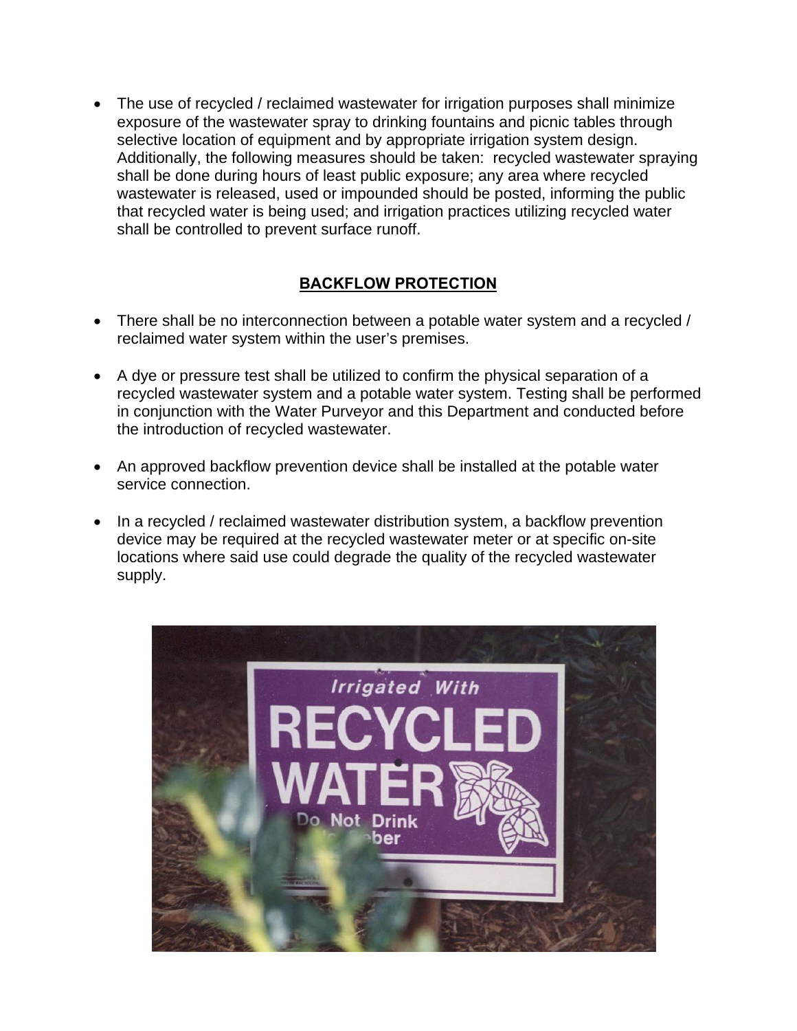- The use of recycled / reclaimed wastewater for irrigation purposes shall minimize exposure of the wastewater spray to drinking fountains and picnic tables through selective location of equipment and by appropriate irrigation system design. Additionally, the following measures should be taken: recycled wastewater spraying shall be done during hours of least public exposure; any area where recycled wastewater is released, used or impounded should be posted, informing the public that recycled water is being used; and irrigation practices utilizing recycled water shall be controlled to prevent surface runoff.

## BACKFLOW PROTECTION

- There shall be no interconnection between a potable water system and a recycled / reclaimed water system within the user's premises.
- A dye or pressure test shall be utilized to confirm the physical separation of a recycled wastewater system and a potable water system. Testing shall be performed in conjunction with the Water Purveyor and this Department and conducted before the introduction of recycled wastewater.
- An approved backflow prevention device shall be installed at the potable water service connection.
- In a recycled / reclaimed wastewater distribution system, a backflow prevention device may be required at the recycled wastewater meter or at specific on-site locations where said use could degrade the quality of the recycled wastewater supply.